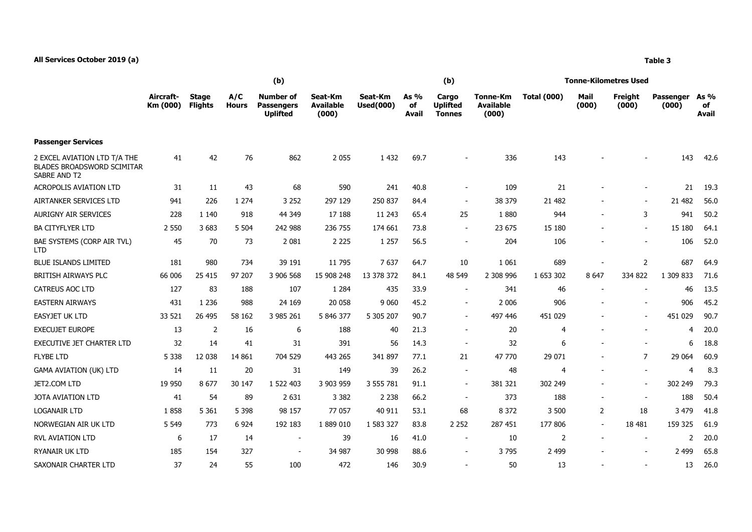**All Services October 2019 (a)**

**Table 3**

| | Aircraft-Km (000) | Stage Flights | A/C Hours | (b) Number of Passengers Uplifted | Seat-Km Available (000) | Seat-Km Used(000) | As % of Avail | (b) Cargo Uplifted Tonnes | Tonne-Km Available (000) | Tonne-Kilometres Used Total (000) | Mail (000) | Freight (000) | Passenger (000) | As % of Avail |
|---|---|---|---|---|---|---|---|---|---|---|---|---|---|---|
| **Passenger Services** | | | | | | | | | | | | | | |
| 2 EXCEL AVIATION LTD T/A THE BLADES BROADSWORD SCIMITAR SABRE AND T2 | 41 | 42 | 76 | 862 | 2 055 | 1 432 | 69.7 | - | 336 | 143 | - | - | 143 | 42.6 |
| ACROPOLIS AVIATION LTD | 31 | 11 | 43 | 68 | 590 | 241 | 40.8 | - | 109 | 21 | - | - | 21 | 19.3 |
| AIRTANKER SERVICES LTD | 941 | 226 | 1 274 | 3 252 | 297 129 | 250 837 | 84.4 | - | 38 379 | 21 482 | - | - | 21 482 | 56.0 |
| AURIGNY AIR SERVICES | 228 | 1 140 | 918 | 44 349 | 17 188 | 11 243 | 65.4 | 25 | 1 880 | 944 | - | 3 | 941 | 50.2 |
| BA CITYFLYER LTD | 2 550 | 3 683 | 5 504 | 242 988 | 236 755 | 174 661 | 73.8 | - | 23 675 | 15 180 | - | - | 15 180 | 64.1 |
| BAE SYSTEMS (CORP AIR TVL) LTD | 45 | 70 | 73 | 2 081 | 2 225 | 1 257 | 56.5 | - | 204 | 106 | - | - | 106 | 52.0 |
| BLUE ISLANDS LIMITED | 181 | 980 | 734 | 39 191 | 11 795 | 7 637 | 64.7 | 10 | 1 061 | 689 | - | 2 | 687 | 64.9 |
| BRITISH AIRWAYS PLC | 66 006 | 25 415 | 97 207 | 3 906 568 | 15 908 248 | 13 378 372 | 84.1 | 48 549 | 2 308 996 | 1 653 302 | 8 647 | 334 822 | 1 309 833 | 71.6 |
| CATREUS AOC LTD | 127 | 83 | 188 | 107 | 1 284 | 435 | 33.9 | - | 341 | 46 | - | - | 46 | 13.5 |
| EASTERN AIRWAYS | 431 | 1 236 | 988 | 24 169 | 20 058 | 9 060 | 45.2 | - | 2 006 | 906 | - | - | 906 | 45.2 |
| EASYJET UK LTD | 33 521 | 26 495 | 58 162 | 3 985 261 | 5 846 377 | 5 305 207 | 90.7 | - | 497 446 | 451 029 | - | - | 451 029 | 90.7 |
| EXECUJET EUROPE | 13 | 2 | 16 | 6 | 188 | 40 | 21.3 | - | 20 | 4 | - | - | 4 | 20.0 |
| EXECUTIVE JET CHARTER LTD | 32 | 14 | 41 | 31 | 391 | 56 | 14.3 | - | 32 | 6 | - | - | 6 | 18.8 |
| FLYBE LTD | 5 338 | 12 038 | 14 861 | 704 529 | 443 265 | 341 897 | 77.1 | 21 | 47 770 | 29 071 | - | 7 | 29 064 | 60.9 |
| GAMA AVIATION (UK) LTD | 14 | 11 | 20 | 31 | 149 | 39 | 26.2 | - | 48 | 4 | - | - | 4 | 8.3 |
| JET2.COM LTD | 19 950 | 8 677 | 30 147 | 1 522 403 | 3 903 959 | 3 555 781 | 91.1 | - | 381 321 | 302 249 | - | - | 302 249 | 79.3 |
| JOTA AVIATION LTD | 41 | 54 | 89 | 2 631 | 3 382 | 2 238 | 66.2 | - | 373 | 188 | - | - | 188 | 50.4 |
| LOGANAIR LTD | 1 858 | 5 361 | 5 398 | 98 157 | 77 057 | 40 911 | 53.1 | 68 | 8 372 | 3 500 | 2 | 18 | 3 479 | 41.8 |
| NORWEGIAN AIR UK LTD | 5 549 | 773 | 6 924 | 192 183 | 1 889 010 | 1 583 327 | 83.8 | 2 252 | 287 451 | 177 806 | - | 18 481 | 159 325 | 61.9 |
| RVL AVIATION LTD | 6 | 17 | 14 | - | 39 | 16 | 41.0 | - | 10 | 2 | - | - | 2 | 20.0 |
| RYANAIR UK LTD | 185 | 154 | 327 | - | 34 987 | 30 998 | 88.6 | - | 3 795 | 2 499 | - | - | 2 499 | 65.8 |
| SAXONAIR CHARTER LTD | 37 | 24 | 55 | 100 | 472 | 146 | 30.9 | - | 50 | 13 | - | - | 13 | 26.0 |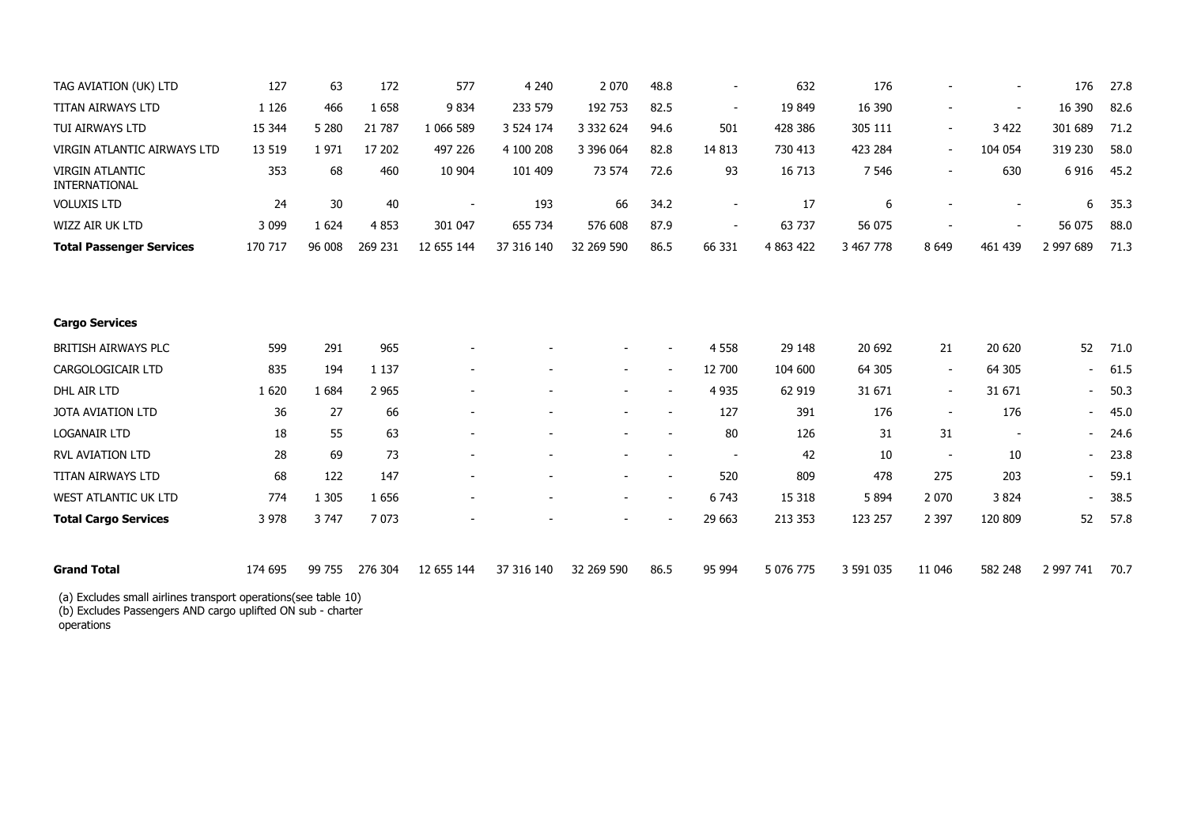| | | | | | | | | | | | | | | |
|---|---|---|---|---|---|---|---|---|---|---|---|---|---|---|
| TAG AVIATION (UK) LTD | 127 | 63 | 172 | 577 | 4 240 | 2 070 | 48.8 | - | 632 | 176 | - | - | 176 | 27.8 |
| TITAN AIRWAYS LTD | 1 126 | 466 | 1 658 | 9 834 | 233 579 | 192 753 | 82.5 | - | 19 849 | 16 390 | - | - | 16 390 | 82.6 |
| TUI AIRWAYS LTD | 15 344 | 5 280 | 21 787 | 1 066 589 | 3 524 174 | 3 332 624 | 94.6 | 501 | 428 386 | 305 111 | - | 3 422 | 301 689 | 71.2 |
| VIRGIN ATLANTIC AIRWAYS LTD | 13 519 | 1 971 | 17 202 | 497 226 | 4 100 208 | 3 396 064 | 82.8 | 14 813 | 730 413 | 423 284 | - | 104 054 | 319 230 | 58.0 |
| VIRGIN ATLANTIC INTERNATIONAL | 353 | 68 | 460 | 10 904 | 101 409 | 73 574 | 72.6 | 93 | 16 713 | 7 546 | - | 630 | 6 916 | 45.2 |
| VOLUXIS LTD | 24 | 30 | 40 | - | 193 | 66 | 34.2 | - | 17 | 6 | - | - | 6 | 35.3 |
| WIZZ AIR UK LTD | 3 099 | 1 624 | 4 853 | 301 047 | 655 734 | 576 608 | 87.9 | - | 63 737 | 56 075 | - | - | 56 075 | 88.0 |
| **Total Passenger Services** | 170 717 | 96 008 | 269 231 | 12 655 144 | 37 316 140 | 32 269 590 | 86.5 | 66 331 | 4 863 422 | 3 467 778 | 8 649 | 461 439 | 2 997 689 | 71.3 |
| **Cargo Services** | | | | | | | | | | | | | | |
| BRITISH AIRWAYS PLC | 599 | 291 | 965 | - | - | - | - | 4 558 | 29 148 | 20 692 | 21 | 20 620 | 52 | 71.0 |
| CARGOLOGICAIR LTD | 835 | 194 | 1 137 | - | - | - | - | 12 700 | 104 600 | 64 305 | - | 64 305 | - | 61.5 |
| DHL AIR LTD | 1 620 | 1 684 | 2 965 | - | - | - | - | 4 935 | 62 919 | 31 671 | - | 31 671 | - | 50.3 |
| JOTA AVIATION LTD | 36 | 27 | 66 | - | - | - | - | 127 | 391 | 176 | - | 176 | - | 45.0 |
| LOGANAIR LTD | 18 | 55 | 63 | - | - | - | - | 80 | 126 | 31 | 31 | - | - | 24.6 |
| RVL AVIATION LTD | 28 | 69 | 73 | - | - | - | - | - | 42 | 10 | - | 10 | - | 23.8 |
| TITAN AIRWAYS LTD | 68 | 122 | 147 | - | - | - | - | 520 | 809 | 478 | 275 | 203 | - | 59.1 |
| WEST ATLANTIC UK LTD | 774 | 1 305 | 1 656 | - | - | - | - | 6 743 | 15 318 | 5 894 | 2 070 | 3 824 | - | 38.5 |
| **Total Cargo Services** | 3 978 | 3 747 | 7 073 | - | - | - | - | 29 663 | 213 353 | 123 257 | 2 397 | 120 809 | 52 | 57.8 |
| **Grand Total** | 174 695 | 99 755 | 276 304 | 12 655 144 | 37 316 140 | 32 269 590 | 86.5 | 95 994 | 5 076 775 | 3 591 035 | 11 046 | 582 248 | 2 997 741 | 70.7 |

(a) Excludes small airlines transport operations(see table 10)
(b) Excludes Passengers AND cargo uplifted ON sub - charter operations